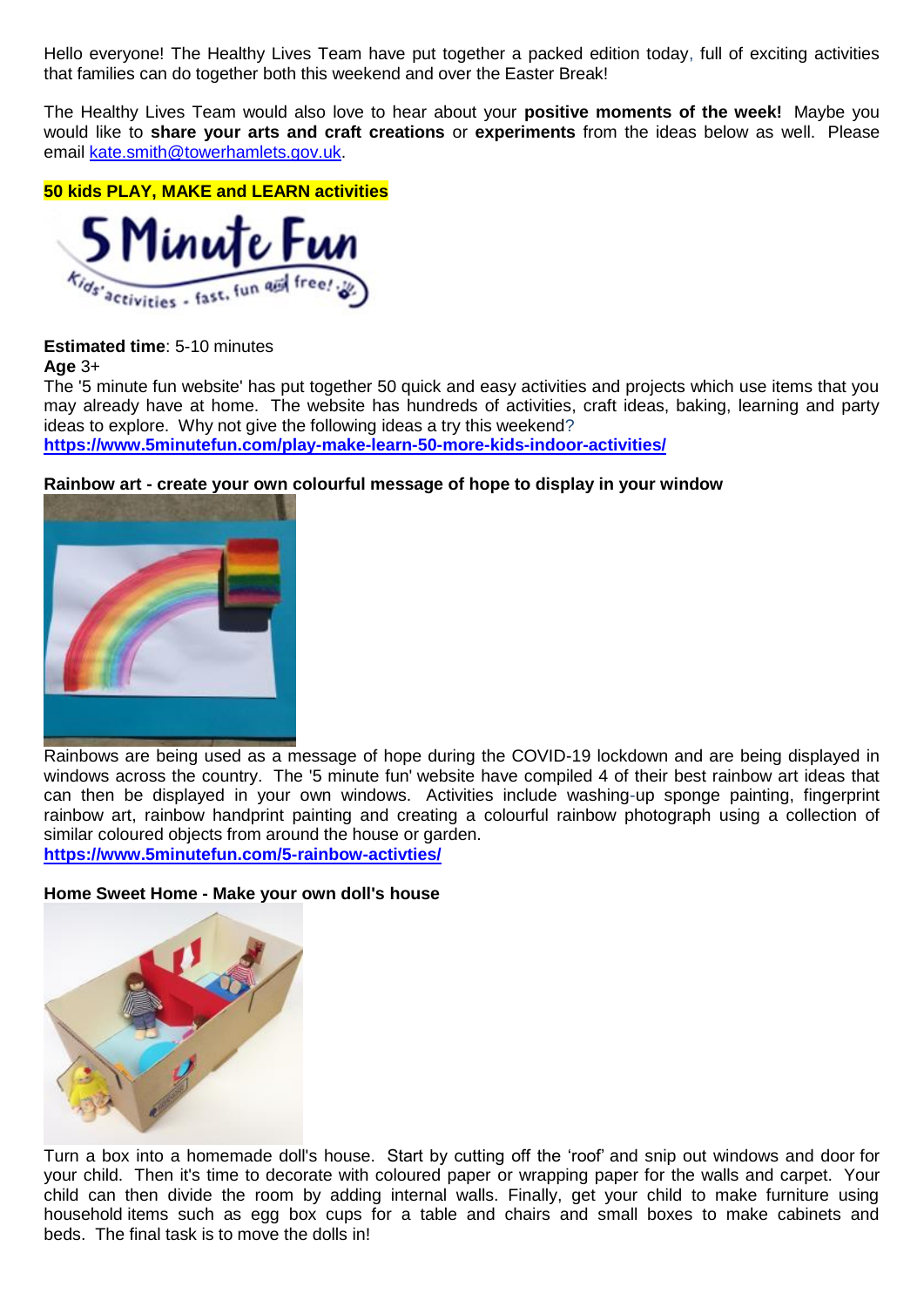Hello everyone! The Healthy Lives Team have put together a packed edition today, full of exciting activities that families can do together both this weekend and over the Easter Break!

The Healthy Lives Team would also love to hear about your **positive moments of the week!** Maybe you would like to **share your arts and craft creations** or **experiments** from the ideas below as well. Please email kate.smith@towerhamlets.gov.uk.

**50 kids PLAY, MAKE and LEARN activities**

**Estimated time**: 5-10 minutes
**Age** 3+

The '5 minute fun website' has put together 50 quick and easy activities and projects which use items that you may already have at home. The website has hundreds of activities, craft ideas, baking, learning and party ideas to explore. Why not give the following ideas a try this weekend?
**https://www.5minutefun.com/play-make-learn-50-more-kids-indoor-activities/**

**Rainbow art - create your own colourful message of hope to display in your window**

Rainbows are being used as a message of hope during the COVID-19 lockdown and are being displayed in windows across the country. The '5 minute fun' website have compiled 4 of their best rainbow art ideas that can then be displayed in your own windows. Activities include washing-up sponge painting, fingerprint rainbow art, rainbow handprint painting and creating a colourful rainbow photograph using a collection of similar coloured objects from around the house or garden.
**https://www.5minutefun.com/5-rainbow-activties/**

**Home Sweet Home - Make your own doll's house**

Turn a box into a homemade doll's house. Start by cutting off the 'roof' and snip out windows and door for your child. Then it's time to decorate with coloured paper or wrapping paper for the walls and carpet. Your child can then divide the room by adding internal walls. Finally, get your child to make furniture using household items such as egg box cups for a table and chairs and small boxes to make cabinets and beds. The final task is to move the dolls in!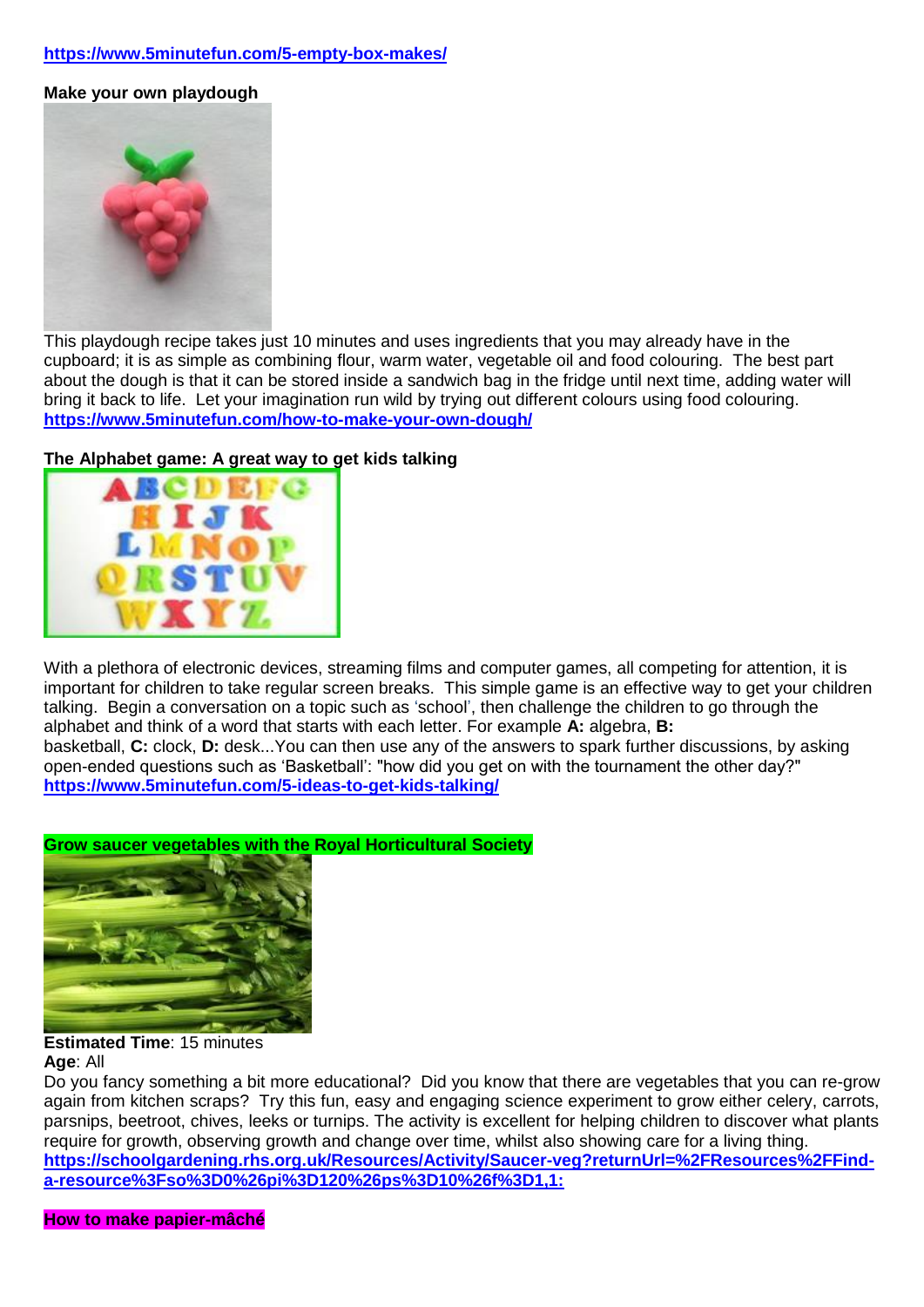https://www.5minutefun.com/5-empty-box-makes/

**Make your own playdough**

This playdough recipe takes just 10 minutes and uses ingredients that you may already have in the cupboard; it is as simple as combining flour, warm water, vegetable oil and food colouring. The best part about the dough is that it can be stored inside a sandwich bag in the fridge until next time, adding water will bring it back to life. Let your imagination run wild by trying out different colours using food colouring.
https://www.5minutefun.com/how-to-make-your-own-dough/

**The Alphabet game: A great way to get kids talking**

With a plethora of electronic devices, streaming films and computer games, all competing for attention, it is important for children to take regular screen breaks. This simple game is an effective way to get your children talking. Begin a conversation on a topic such as 'school', then challenge the children to go through the alphabet and think of a word that starts with each letter. For example **A:** algebra, **B:** basketball, **C:** clock, **D:** desk...You can then use any of the answers to spark further discussions, by asking open-ended questions such as 'Basketball': "how did you get on with the tournament the other day?"
https://www.5minutefun.com/5-ideas-to-get-kids-talking/

**Grow saucer vegetables with the Royal Horticultural Society**

**Estimated Time**: 15 minutes
**Age**: All

Do you fancy something a bit more educational? Did you know that there are vegetables that you can re-grow again from kitchen scraps? Try this fun, easy and engaging science experiment to grow either celery, carrots, parsnips, beetroot, chives, leeks or turnips. The activity is excellent for helping children to discover what plants require for growth, observing growth and change over time, whilst also showing care for a living thing.
https://schoolgardening.rhs.org.uk/Resources/Activity/Saucer-veg?returnUrl=%2FResources%2FFind-a-resource%3Fso%3D0%26pi%3D120%26ps%3D10%26f%3D1,1:

**How to make papier-mâché**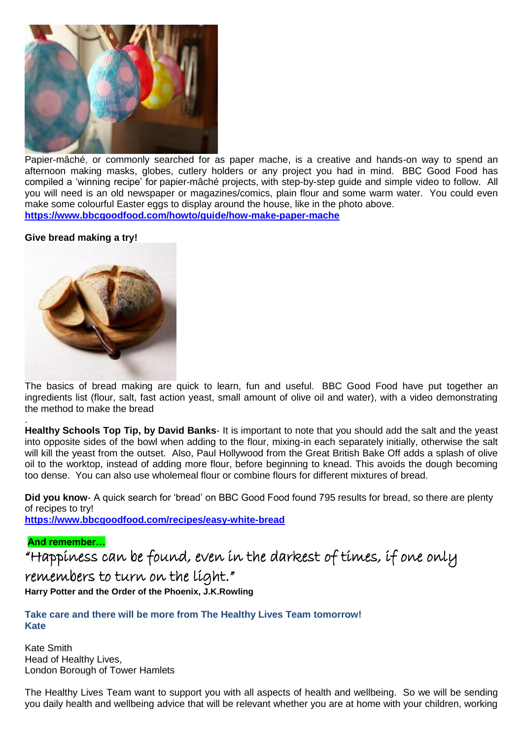Papier-mâché, or commonly searched for as paper mache, is a creative and hands-on way to spend an afternoon making masks, globes, cutlery holders or any project you had in mind. BBC Good Food has compiled a 'winning recipe' for papier-mâché projects, with step-by-step guide and simple video to follow. All you will need is an old newspaper or magazines/comics, plain flour and some warm water. You could even make some colourful Easter eggs to display around the house, like in the photo above.
**https://www.bbcgoodfood.com/howto/guide/how-make-paper-mache**

**Give bread making a try!**

The basics of bread making are quick to learn, fun and useful. BBC Good Food have put together an ingredients list (flour, salt, fast action yeast, small amount of olive oil and water), with a video demonstrating the method to make the bread

.
**Healthy Schools Top Tip, by David Banks**- It is important to note that you should add the salt and the yeast into opposite sides of the bowl when adding to the flour, mixing-in each separately initially, otherwise the salt will kill the yeast from the outset. Also, Paul Hollywood from the Great British Bake Off adds a splash of olive oil to the worktop, instead of adding more flour, before beginning to knead. This avoids the dough becoming too dense. You can also use wholemeal flour or combine flours for different mixtures of bread.

**Did you know**- A quick search for 'bread' on BBC Good Food found 795 results for bread, so there are plenty of recipes to try!
**https://www.bbcgoodfood.com/recipes/easy-white-bread**

**And remember…**

"Happiness can be found, even in the darkest of times, if one only remembers to turn on the light."
**Harry Potter and the Order of the Phoenix, J.K.Rowling**

**Take care and there will be more from The Healthy Lives Team tomorrow!**
**Kate**

Kate Smith
Head of Healthy Lives,
London Borough of Tower Hamlets

The Healthy Lives Team want to support you with all aspects of health and wellbeing. So we will be sending you daily health and wellbeing advice that will be relevant whether you are at home with your children, working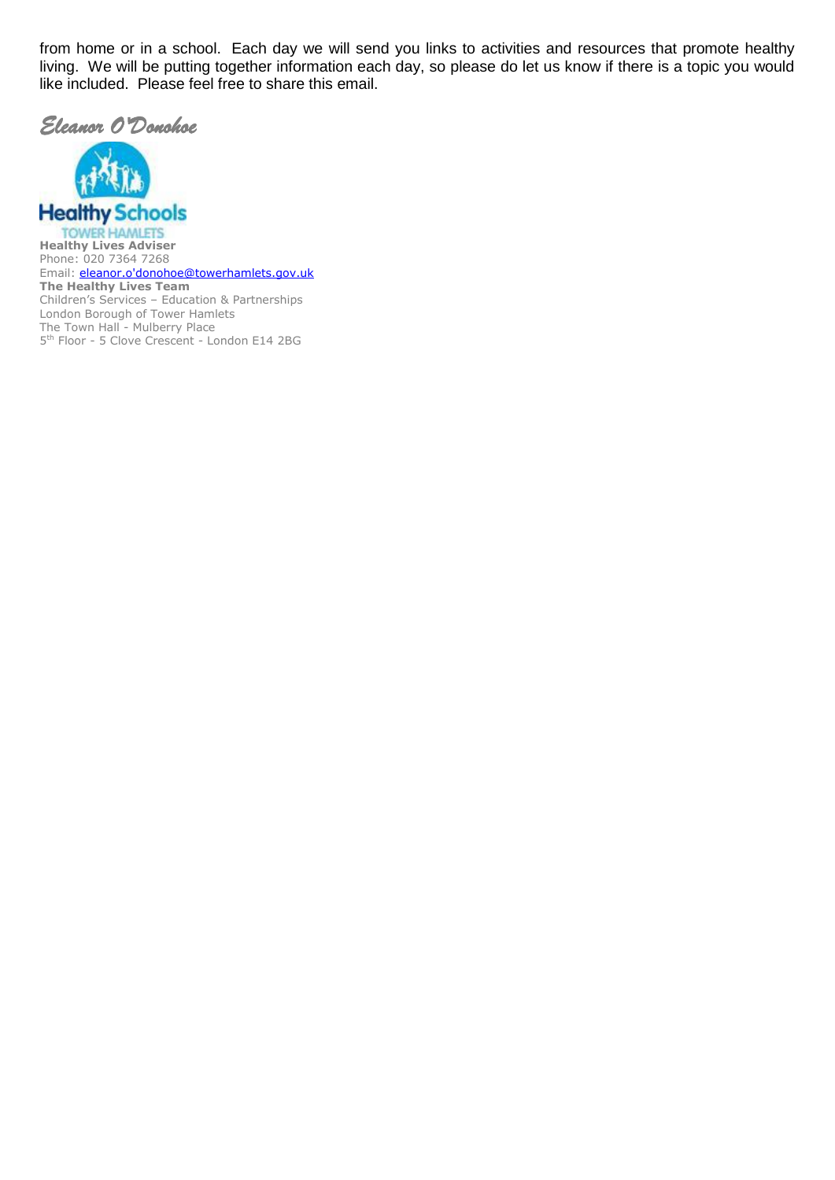from home or in a school. Each day we will send you links to activities and resources that promote healthy living. We will be putting together information each day, so please do let us know if there is a topic you would like included. Please feel free to share this email.

*Eleanor O'Donohoe*

Healthy Schools
TOWER HAMLETS

**Healthy Lives Adviser**
Phone: 020 7364 7268
Email: [eleanor.o'donohoe@towerhamlets.gov.uk](mailto:eleanor.o'donohoe@towerhamlets.gov.uk)
**The Healthy Lives Team**
Children's Services – Education & Partnerships
London Borough of Tower Hamlets
The Town Hall - Mulberry Place
5th Floor - 5 Clove Crescent - London E14 2BG